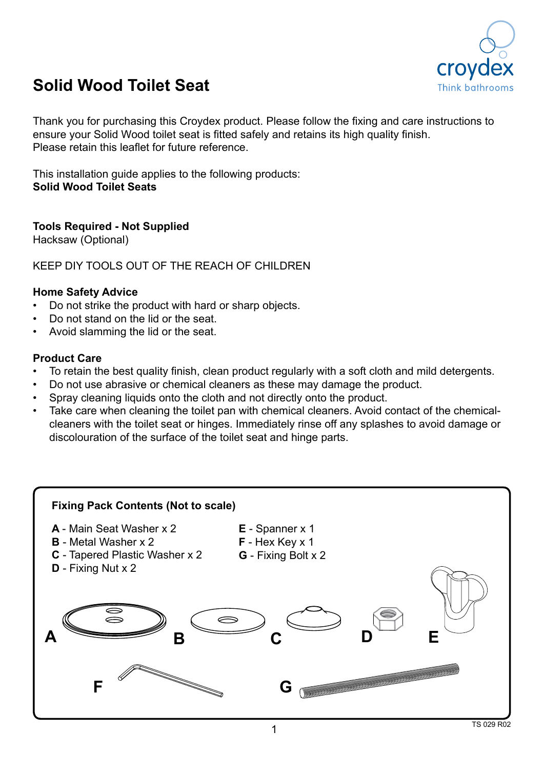# Solid Wood Toilet Seat

Thank you for purchasing this Croydex product. Please follow the fixing and care instructions to ensure your Solid Wood toilet seat is fitted safely and retains its high quality finish.
Please retain this leaflet for future reference.

This installation guide applies to the following products:
**Solid Wood Toilet Seats**

**Tools Required - Not Supplied**
Hacksaw (Optional)

KEEP DIY TOOLS OUT OF THE REACH OF CHILDREN

**Home Safety Advice**

- Do not strike the product with hard or sharp objects.
- Do not stand on the lid or the seat.
- Avoid slamming the lid or the seat.

**Product Care**

- To retain the best quality finish, clean product regularly with a soft cloth and mild detergents.
- Do not use abrasive or chemical cleaners as these may damage the product.
- Spray cleaning liquids onto the cloth and not directly onto the product.
- Take care when cleaning the toilet pan with chemical cleaners. Avoid contact of the chemical-cleaners with the toilet seat or hinges. Immediately rinse off any splashes to avoid damage or discolouration of the surface of the toilet seat and hinge parts.

**Fixing Pack Contents (Not to scale)**

**A** - Main Seat Washer x 2
**B** - Metal Washer x 2
**C** - Tapered Plastic Washer x 2
**D** - Fixing Nut x 2
**E** - Spanner x 1
**F** - Hex Key x 1
**G** - Fixing Bolt x 2

TS 029 R02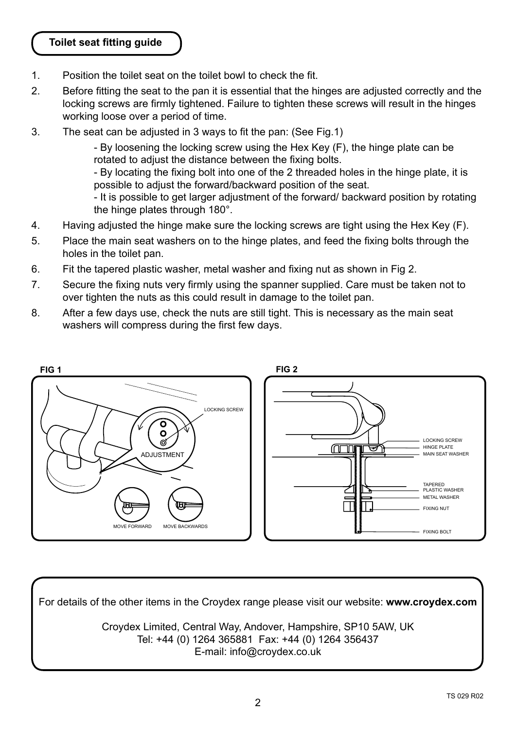## Toilet seat fitting guide

1. Position the toilet seat on the toilet bowl to check the fit.
2. Before fitting the seat to the pan it is essential that the hinges are adjusted correctly and the locking screws are firmly tightened. Failure to tighten these screws will result in the hinges working loose over a period of time.
3. The seat can be adjusted in 3 ways to fit the pan: (See Fig.1)
   - By loosening the locking screw using the Hex Key (F), the hinge plate can be rotated to adjust the distance between the fixing bolts.
   - By locating the fixing bolt into one of the 2 threaded holes in the hinge plate, it is possible to adjust the forward/backward position of the seat.
   - It is possible to get larger adjustment of the forward/ backward position by rotating the hinge plates through 180°.
4. Having adjusted the hinge make sure the locking screws are tight using the Hex Key (F).
5. Place the main seat washers on to the hinge plates, and feed the fixing bolts through the holes in the toilet pan.
6. Fit the tapered plastic washer, metal washer and fixing nut as shown in Fig 2.
7. Secure the fixing nuts very firmly using the spanner supplied. Care must be taken not to over tighten the nuts as this could result in damage to the toilet pan.
8. After a few days use, check the nuts are still tight. This is necessary as the main seat washers will compress during the first few days.

**FIG 1**

LOCKING SCREW

ADJUSTMENT

MOVE FORWARD

MOVE BACKWARDS

**FIG 2**

LOCKING SCREW

HINGE PLATE

MAIN SEAT WASHER

TAPERED PLASTIC WASHER

METAL WASHER

FIXING NUT

FIXING BOLT

For details of the other items in the Croydex range please visit our website: **www.croydex.com**

Croydex Limited, Central Way, Andover, Hampshire, SP10 5AW, UK
Tel: +44 (0) 1264 365881 Fax: +44 (0) 1264 356437
E-mail: info@croydex.co.uk

TS 029 R02